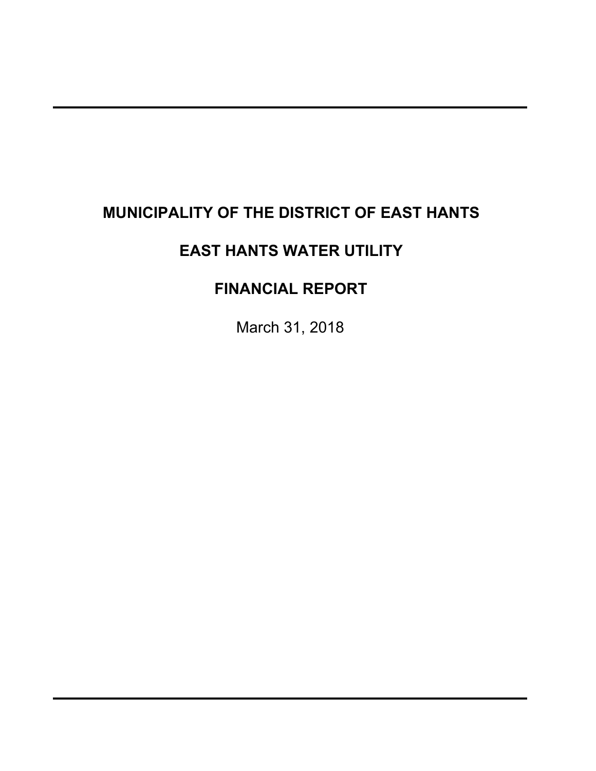# MUNICIPALITY OF THE DISTRICT OF EAST HANTS

# EAST HANTS WATER UTILITY

# FINANCIAL REPORT

March 31, 2018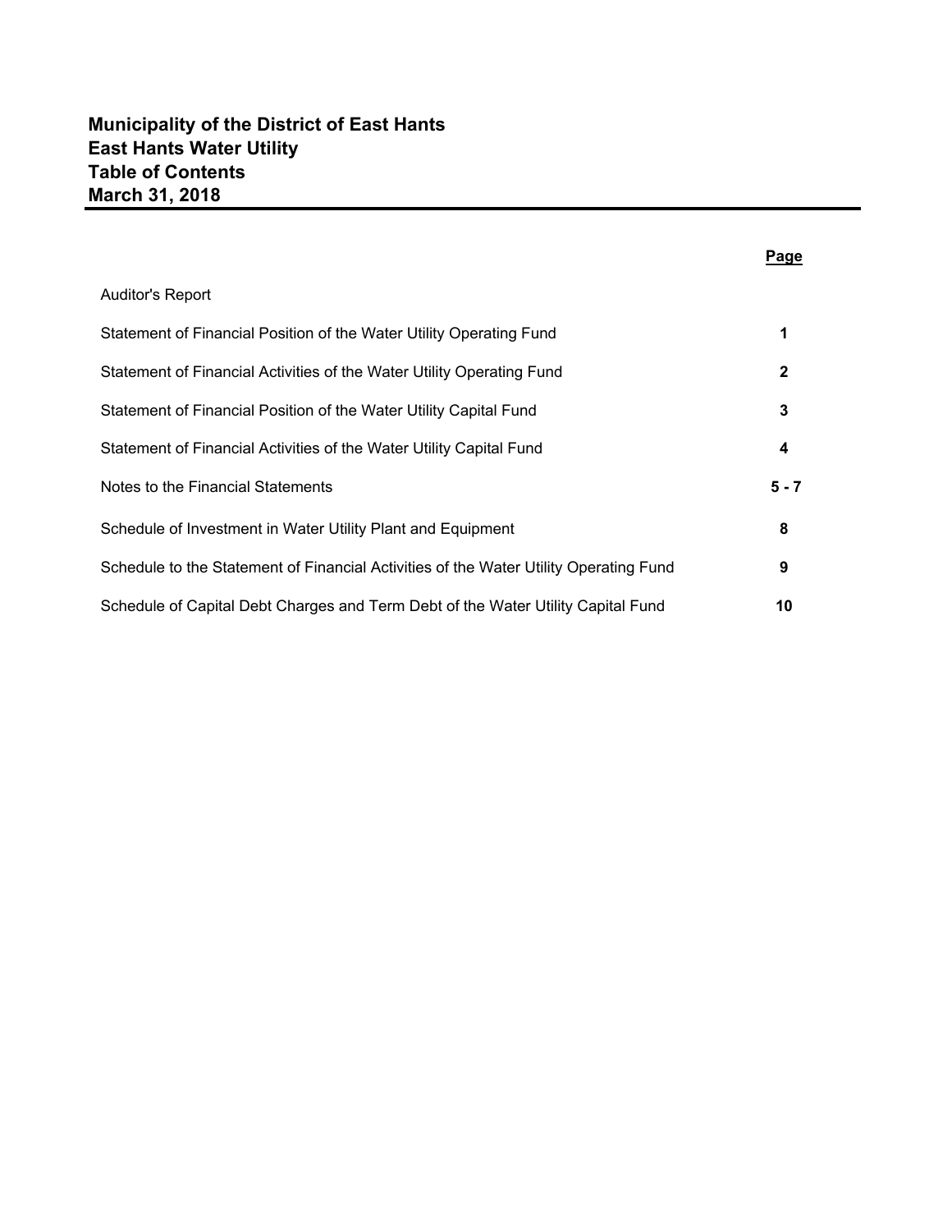# Municipality of the District of East Hants
# East Hants Water Utility
# Table of Contents
# March 31, 2018

| | Page |
|---|---|
| Auditor's Report | |
| Statement of Financial Position of the Water Utility Operating Fund | 1 |
| Statement of Financial Activities of the Water Utility Operating Fund | 2 |
| Statement of Financial Position of the Water Utility Capital Fund | 3 |
| Statement of Financial Activities of the Water Utility Capital Fund | 4 |
| Notes to the Financial Statements | 5 - 7 |
| Schedule of Investment in Water Utility Plant and Equipment | 8 |
| Schedule to the Statement of Financial Activities of the Water Utility Operating Fund | 9 |
| Schedule of Capital Debt Charges and Term Debt of the Water Utility Capital Fund | 10 |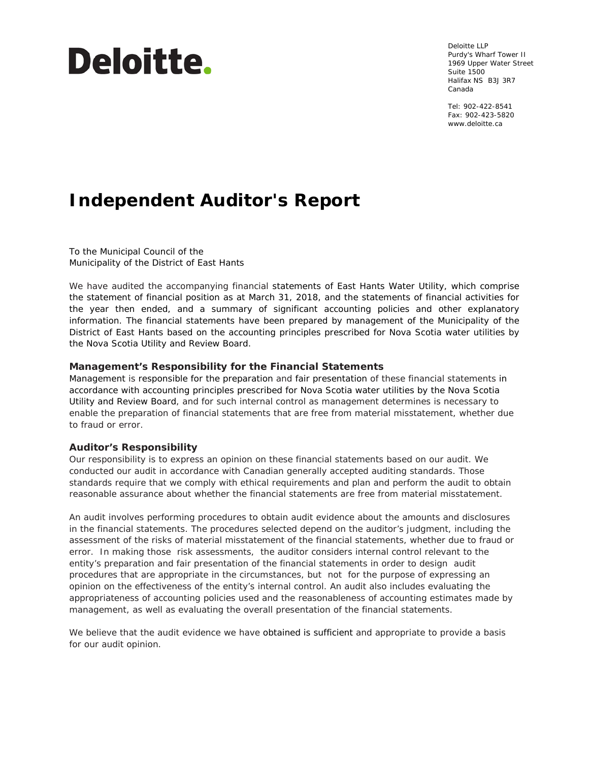Deloitte.

Deloitte LLP
Purdy's Wharf Tower II
1969 Upper Water Street
Suite 1500
Halifax NS B3J 3R7
Canada

Tel: 902-422-8541
Fax: 902-423-5820
www.deloitte.ca

# Independent Auditor's Report

To the Municipal Council of the
Municipality of the District of East Hants

We have audited the accompanying financial statements of East Hants Water Utility, which comprise the statement of financial position as at March 31, 2018, and the statements of financial activities for the year then ended, and a summary of significant accounting policies and other explanatory information. The financial statements have been prepared by management of the Municipality of the District of East Hants based on the accounting principles prescribed for Nova Scotia water utilities by the Nova Scotia Utility and Review Board.

### Management's Responsibility for the Financial Statements

Management is responsible for the preparation and fair presentation of these financial statements in accordance with accounting principles prescribed for Nova Scotia water utilities by the Nova Scotia Utility and Review Board, and for such internal control as management determines is necessary to enable the preparation of financial statements that are free from material misstatement, whether due to fraud or error.

### Auditor's Responsibility

Our responsibility is to express an opinion on these financial statements based on our audit. We conducted our audit in accordance with Canadian generally accepted auditing standards. Those standards require that we comply with ethical requirements and plan and perform the audit to obtain reasonable assurance about whether the financial statements are free from material misstatement.

An audit involves performing procedures to obtain audit evidence about the amounts and disclosures in the financial statements. The procedures selected depend on the auditor's judgment, including the assessment of the risks of material misstatement of the financial statements, whether due to fraud or error. In making those risk assessments, the auditor considers internal control relevant to the entity's preparation and fair presentation of the financial statements in order to design audit procedures that are appropriate in the circumstances, but not for the purpose of expressing an opinion on the effectiveness of the entity's internal control. An audit also includes evaluating the appropriateness of accounting policies used and the reasonableness of accounting estimates made by management, as well as evaluating the overall presentation of the financial statements.

We believe that the audit evidence we have obtained is sufficient and appropriate to provide a basis for our audit opinion.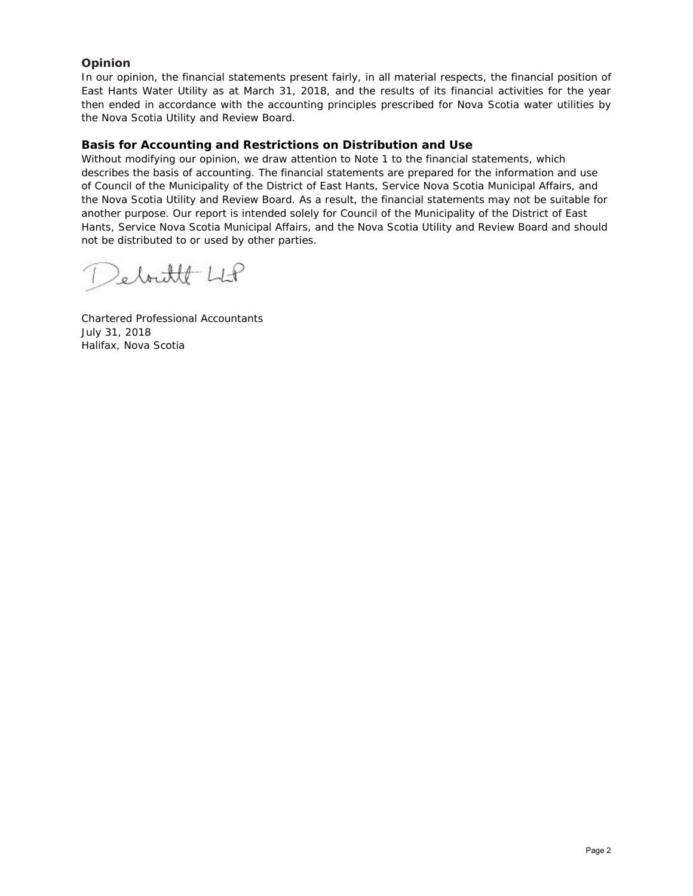## Opinion

In our opinion, the financial statements present fairly, in all material respects, the financial position of East Hants Water Utility as at March 31, 2018, and the results of its financial activities for the year then ended in accordance with the accounting principles prescribed for Nova Scotia water utilities by the Nova Scotia Utility and Review Board.

## Basis for Accounting and Restrictions on Distribution and Use

Without modifying our opinion, we draw attention to Note 1 to the financial statements, which describes the basis of accounting. The financial statements are prepared for the information and use of Council of the Municipality of the District of East Hants, Service Nova Scotia Municipal Affairs, and the Nova Scotia Utility and Review Board. As a result, the financial statements may not be suitable for another purpose. Our report is intended solely for Council of the Municipality of the District of East Hants, Service Nova Scotia Municipal Affairs, and the Nova Scotia Utility and Review Board and should not be distributed to or used by other parties.

Deloitte LLP

Chartered Professional Accountants
July 31, 2018
Halifax, Nova Scotia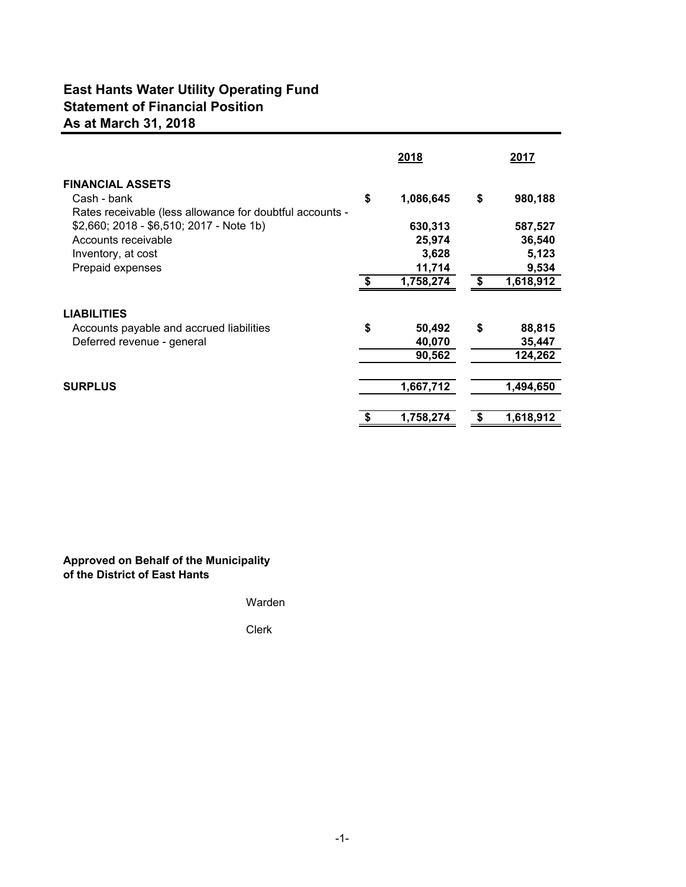# East Hants Water Utility Operating Fund
## Statement of Financial Position
## As at March 31, 2018

| | 2018 | 2017 |
|---|---|---|
| **FINANCIAL ASSETS** | | |
| Cash - bank | $ 1,086,645 | $ 980,188 |
| Rates receivable (less allowance for doubtful accounts - $2,660; 2018 - $6,510; 2017 - Note 1b) | 630,313 | 587,527 |
| Accounts receivable | 25,974 | 36,540 |
| Inventory, at cost | 3,628 | 5,123 |
| Prepaid expenses | 11,714 | 9,534 |
| | $ 1,758,274 | $ 1,618,912 |
| **LIABILITIES** | | |
| Accounts payable and accrued liabilities | $ 50,492 | $ 88,815 |
| Deferred revenue - general | 40,070 | 35,447 |
| | 90,562 | 124,262 |
| **SURPLUS** | 1,667,712 | 1,494,650 |
| | $ 1,758,274 | $ 1,618,912 |

**Approved on Behalf of the Municipality of the District of East Hants**

Warden

Clerk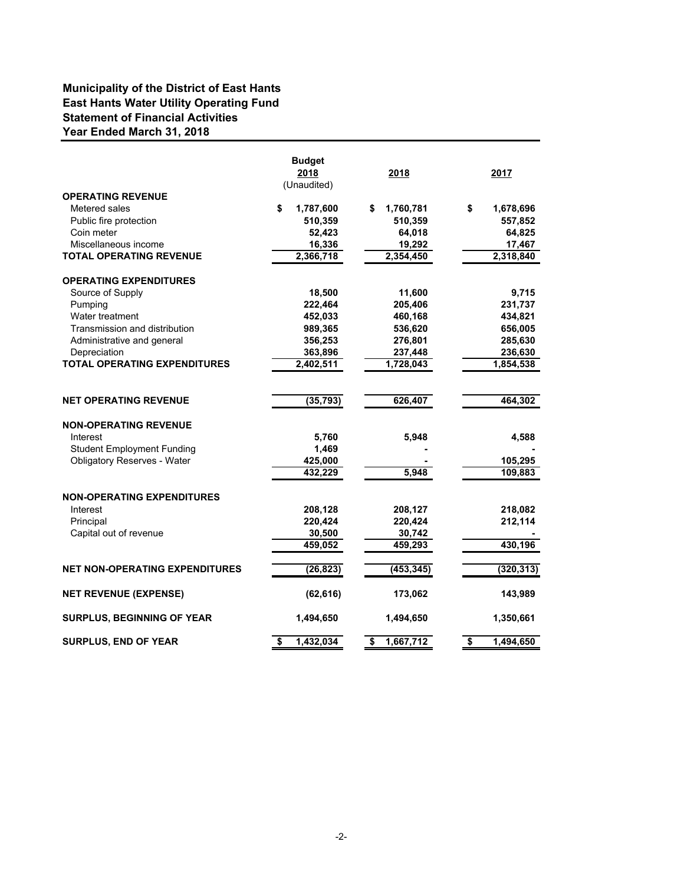**Municipality of the District of East Hants**
**East Hants Water Utility Operating Fund**
**Statement of Financial Activities**
**Year Ended March 31, 2018**

| | Budget 2018 (Unaudited) | 2018 | 2017 |
|---|---|---|---|
| **OPERATING REVENUE** | | | |
| Metered sales | $ 1,787,600 | $ 1,760,781 | $ 1,678,696 |
| Public fire protection | 510,359 | 510,359 | 557,852 |
| Coin meter | 52,423 | 64,018 | 64,825 |
| Miscellaneous income | 16,336 | 19,292 | 17,467 |
| **TOTAL OPERATING REVENUE** | 2,366,718 | 2,354,450 | 2,318,840 |
| **OPERATING EXPENDITURES** | | | |
| Source of Supply | 18,500 | 11,600 | 9,715 |
| Pumping | 222,464 | 205,406 | 231,737 |
| Water treatment | 452,033 | 460,168 | 434,821 |
| Transmission and distribution | 989,365 | 536,620 | 656,005 |
| Administrative and general | 356,253 | 276,801 | 285,630 |
| Depreciation | 363,896 | 237,448 | 236,630 |
| **TOTAL OPERATING EXPENDITURES** | 2,402,511 | 1,728,043 | 1,854,538 |
| **NET OPERATING REVENUE** | (35,793) | 626,407 | 464,302 |
| **NON-OPERATING REVENUE** | | | |
| Interest | 5,760 | 5,948 | 4,588 |
| Student Employment Funding | 1,469 | - | - |
| Obligatory Reserves - Water | 425,000 | - | 105,295 |
| | 432,229 | 5,948 | 109,883 |
| **NON-OPERATING EXPENDITURES** | | | |
| Interest | 208,128 | 208,127 | 218,082 |
| Principal | 220,424 | 220,424 | 212,114 |
| Capital out of revenue | 30,500 | 30,742 | - |
| | 459,052 | 459,293 | 430,196 |
| **NET NON-OPERATING EXPENDITURES** | (26,823) | (453,345) | (320,313) |
| **NET REVENUE (EXPENSE)** | (62,616) | 173,062 | 143,989 |
| **SURPLUS, BEGINNING OF YEAR** | 1,494,650 | 1,494,650 | 1,350,661 |
| **SURPLUS, END OF YEAR** | $ 1,432,034 | $ 1,667,712 | $ 1,494,650 |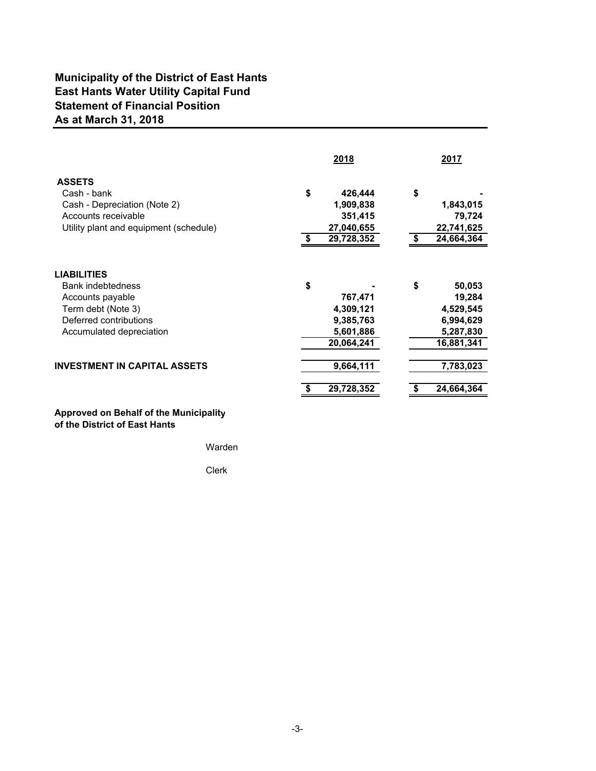# Municipality of the District of East Hants
## East Hants Water Utility Capital Fund
## Statement of Financial Position
## As at March 31, 2018

| | 2018 | 2017 |
|---|---|---|
| **ASSETS** | | |
| Cash - bank | $ 426,444 | $ - |
| Cash - Depreciation (Note 2) | 1,909,838 | 1,843,015 |
| Accounts receivable | 351,415 | 79,724 |
| Utility plant and equipment (schedule) | 27,040,655 | 22,741,625 |
| | $ 29,728,352 | $ 24,664,364 |
| **LIABILITIES** | | |
| Bank indebtedness | $ - | $ 50,053 |
| Accounts payable | 767,471 | 19,284 |
| Term debt (Note 3) | 4,309,121 | 4,529,545 |
| Deferred contributions | 9,385,763 | 6,994,629 |
| Accumulated depreciation | 5,601,886 | 5,287,830 |
| | 20,064,241 | 16,881,341 |
| **INVESTMENT IN CAPITAL ASSETS** | 9,664,111 | 7,783,023 |
| | $ 29,728,352 | $ 24,664,364 |

**Approved on Behalf of the Municipality of the District of East Hants**

Warden

Clerk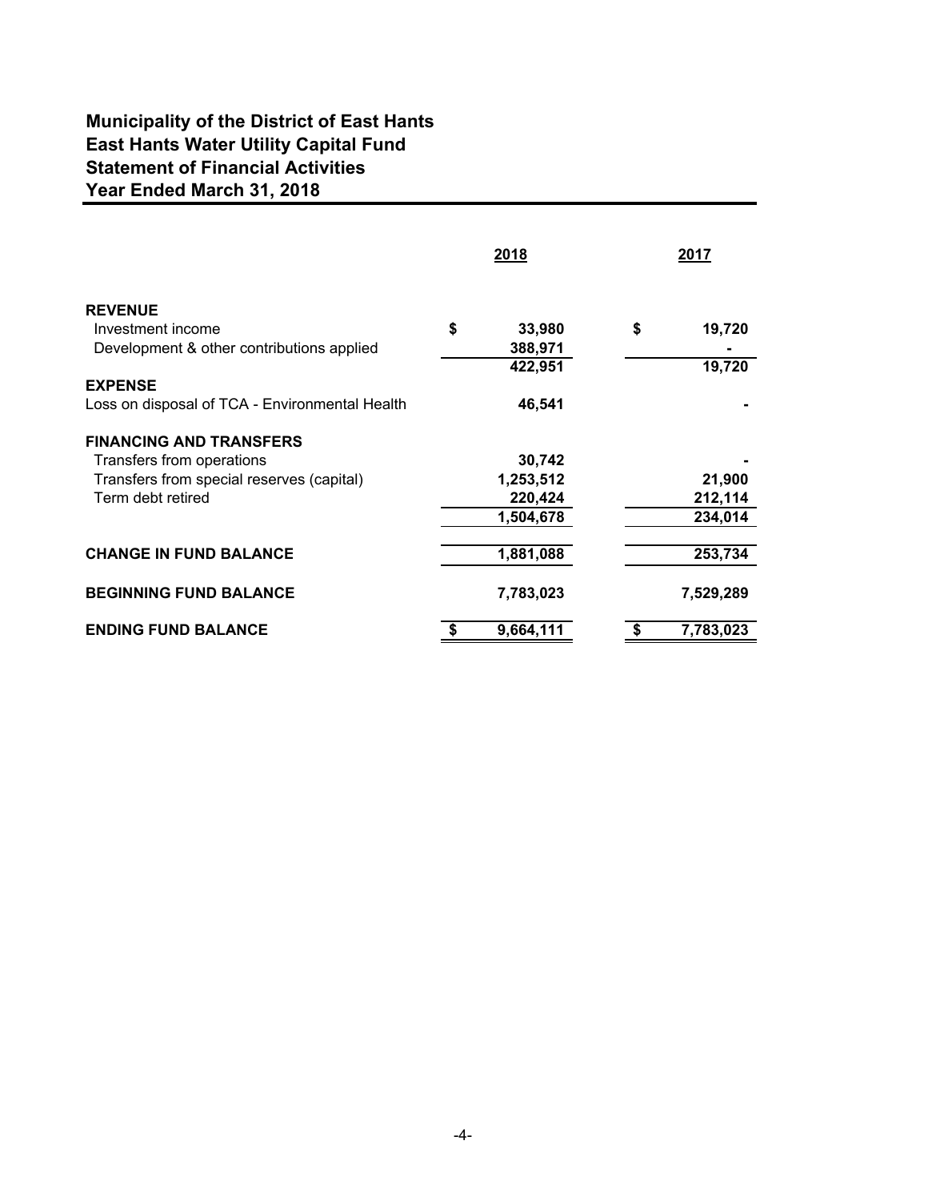# Municipality of the District of East Hants
# East Hants Water Utility Capital Fund
# Statement of Financial Activities
# Year Ended March 31, 2018

| | 2018 | 2017 |
|---|---|---|
| **REVENUE** | | |
| Investment income | $ 33,980 | $ 19,720 |
| Development & other contributions applied | 388,971 | - |
| | 422,951 | 19,720 |
| **EXPENSE** | | |
| Loss on disposal of TCA - Environmental Health | 46,541 | - |
| **FINANCING AND TRANSFERS** | | |
| Transfers from operations | 30,742 | - |
| Transfers from special reserves (capital) | 1,253,512 | 21,900 |
| Term debt retired | 220,424 | 212,114 |
| | 1,504,678 | 234,014 |
| **CHANGE IN FUND BALANCE** | 1,881,088 | 253,734 |
| **BEGINNING FUND BALANCE** | 7,783,023 | 7,529,289 |
| **ENDING FUND BALANCE** | $ 9,664,111 | $ 7,783,023 |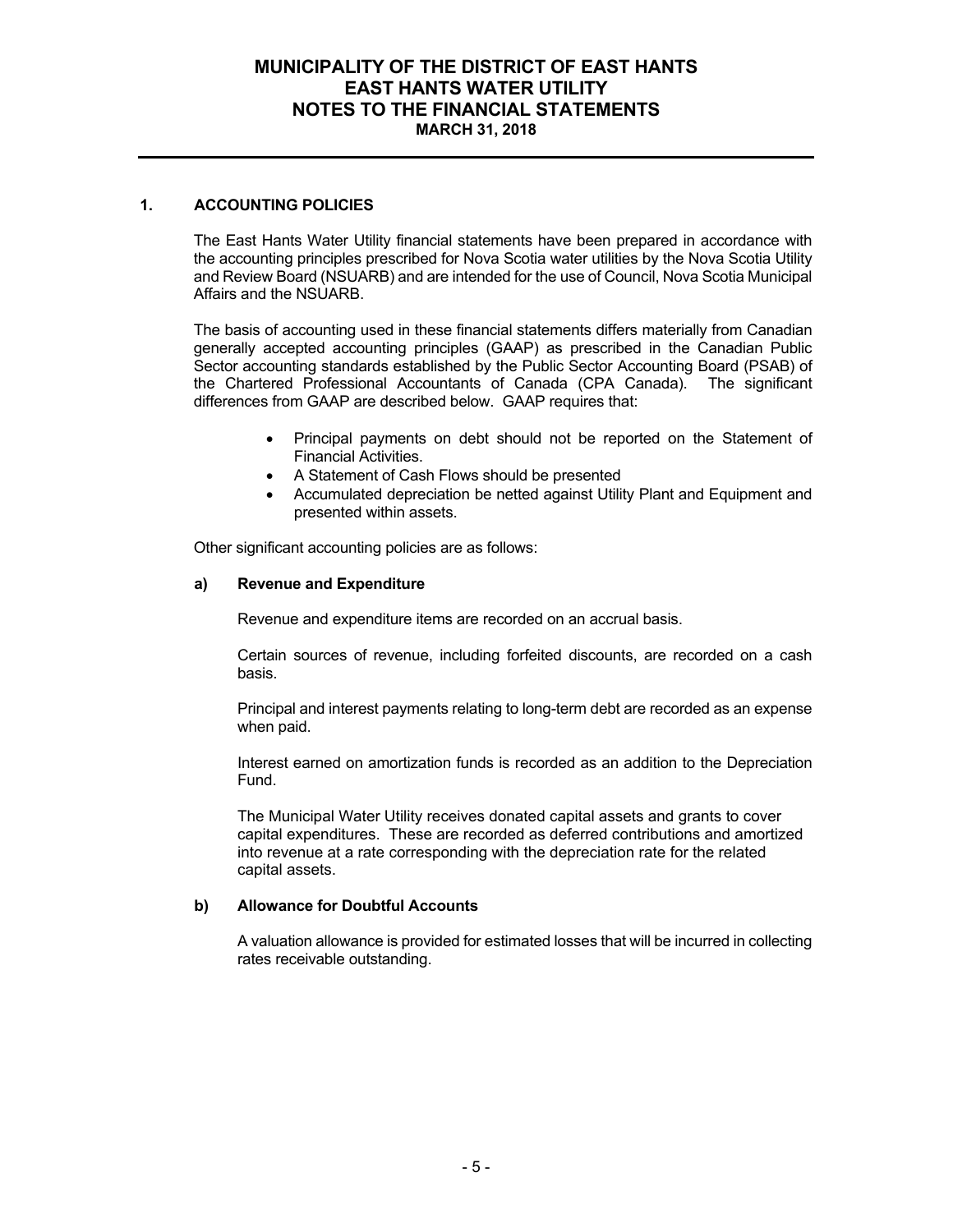# MUNICIPALITY OF THE DISTRICT OF EAST HANTS
# EAST HANTS WATER UTILITY
# NOTES TO THE FINANCIAL STATEMENTS
**MARCH 31, 2018**

## 1. ACCOUNTING POLICIES

The East Hants Water Utility financial statements have been prepared in accordance with the accounting principles prescribed for Nova Scotia water utilities by the Nova Scotia Utility and Review Board (NSUARB) and are intended for the use of Council, Nova Scotia Municipal Affairs and the NSUARB.

The basis of accounting used in these financial statements differs materially from Canadian generally accepted accounting principles (GAAP) as prescribed in the Canadian Public Sector accounting standards established by the Public Sector Accounting Board (PSAB) of the Chartered Professional Accountants of Canada (CPA Canada). The significant differences from GAAP are described below. GAAP requires that:

- Principal payments on debt should not be reported on the Statement of Financial Activities.
- A Statement of Cash Flows should be presented
- Accumulated depreciation be netted against Utility Plant and Equipment and presented within assets.

Other significant accounting policies are as follows:

### a) Revenue and Expenditure

Revenue and expenditure items are recorded on an accrual basis.

Certain sources of revenue, including forfeited discounts, are recorded on a cash basis.

Principal and interest payments relating to long-term debt are recorded as an expense when paid.

Interest earned on amortization funds is recorded as an addition to the Depreciation Fund.

The Municipal Water Utility receives donated capital assets and grants to cover capital expenditures. These are recorded as deferred contributions and amortized into revenue at a rate corresponding with the depreciation rate for the related capital assets.

### b) Allowance for Doubtful Accounts

A valuation allowance is provided for estimated losses that will be incurred in collecting rates receivable outstanding.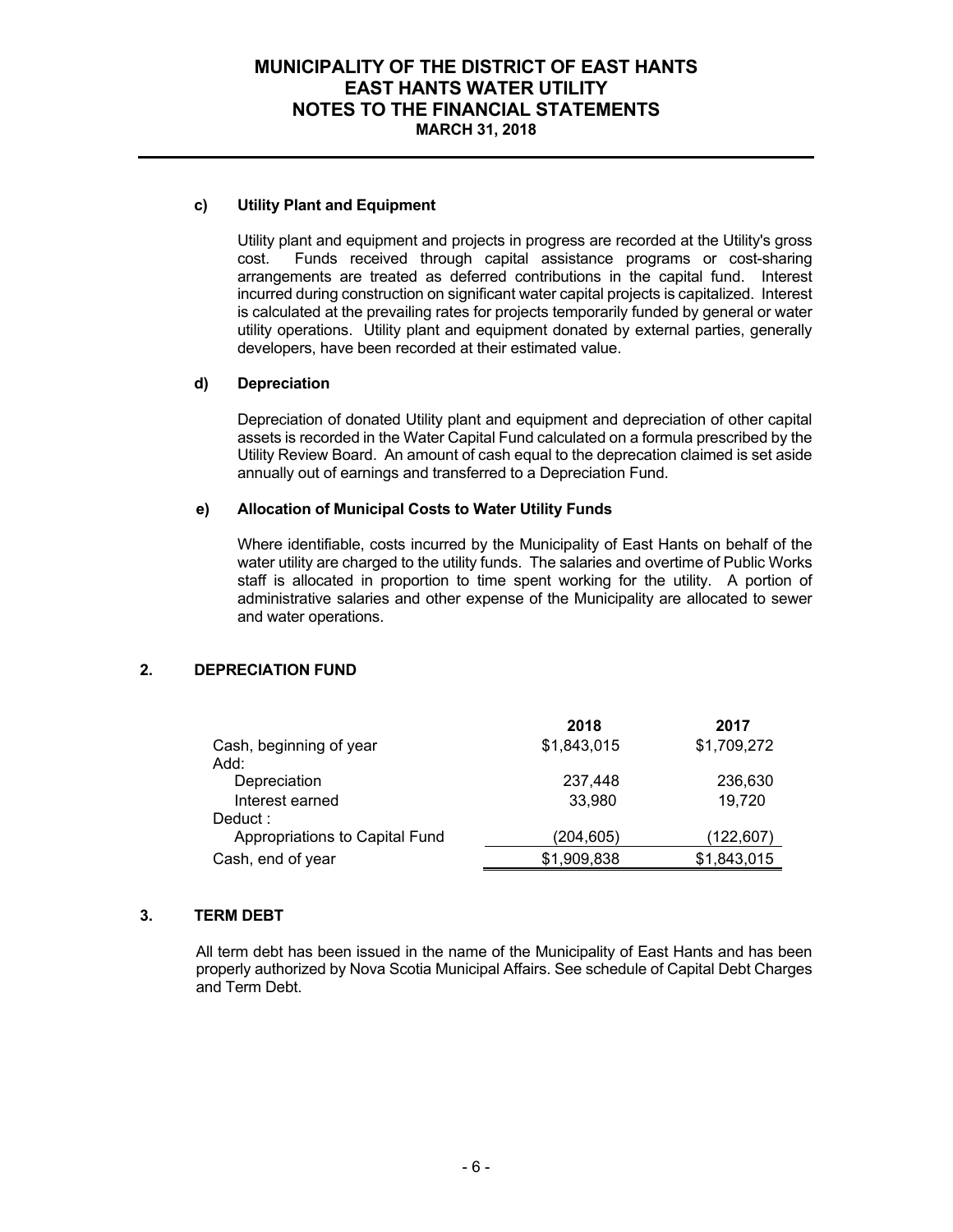#### c) Utility Plant and Equipment

Utility plant and equipment and projects in progress are recorded at the Utility's gross cost. Funds received through capital assistance programs or cost-sharing arrangements are treated as deferred contributions in the capital fund. Interest incurred during construction on significant water capital projects is capitalized. Interest is calculated at the prevailing rates for projects temporarily funded by general or water utility operations. Utility plant and equipment donated by external parties, generally developers, have been recorded at their estimated value.

#### d) Depreciation

Depreciation of donated Utility plant and equipment and depreciation of other capital assets is recorded in the Water Capital Fund calculated on a formula prescribed by the Utility Review Board. An amount of cash equal to the deprecation claimed is set aside annually out of earnings and transferred to a Depreciation Fund.

#### e) Allocation of Municipal Costs to Water Utility Funds

Where identifiable, costs incurred by the Municipality of East Hants on behalf of the water utility are charged to the utility funds. The salaries and overtime of Public Works staff is allocated in proportion to time spent working for the utility. A portion of administrative salaries and other expense of the Municipality are allocated to sewer and water operations.

## 2. DEPRECIATION FUND

| | 2018 | 2017 |
|---|---|---|
| Cash, beginning of year | $1,843,015 | $1,709,272 |
| Add: | | |
| Depreciation | 237,448 | 236,630 |
| Interest earned | 33,980 | 19,720 |
| Deduct : | | |
| Appropriations to Capital Fund | (204,605) | (122,607) |
| Cash, end of year | $1,909,838 | $1,843,015 |

## 3. TERM DEBT

All term debt has been issued in the name of the Municipality of East Hants and has been properly authorized by Nova Scotia Municipal Affairs. See schedule of Capital Debt Charges and Term Debt.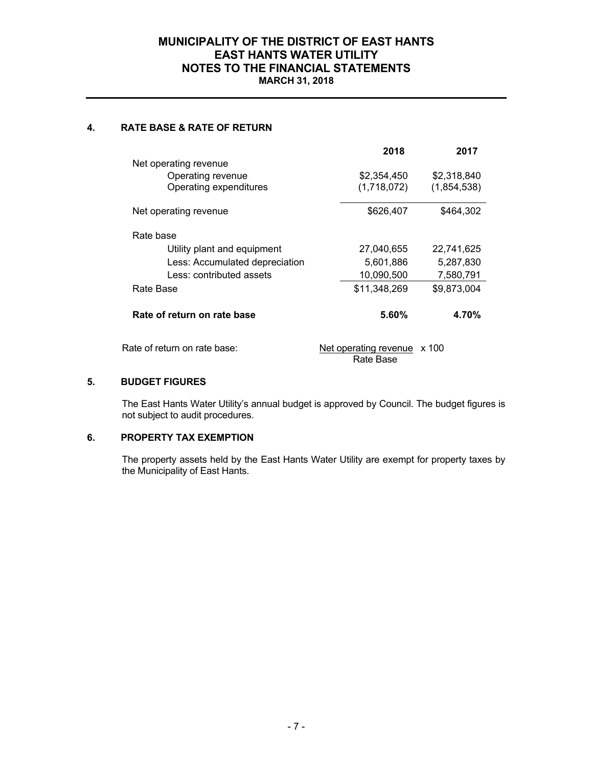# MUNICIPALITY OF THE DISTRICT OF EAST HANTS
## EAST HANTS WATER UTILITY
## NOTES TO THE FINANCIAL STATEMENTS
**MARCH 31, 2018**

### 4. RATE BASE & RATE OF RETURN

| | 2018 | 2017 |
|---|---|---|
| Net operating revenue | | |
| Operating revenue | $2,354,450 | $2,318,840 |
| Operating expenditures | (1,718,072) | (1,854,538) |
| Net operating revenue | $626,407 | $464,302 |
| Rate base | | |
| Utility plant and equipment | 27,040,655 | 22,741,625 |
| Less: Accumulated depreciation | 5,601,886 | 5,287,830 |
| Less: contributed assets | 10,090,500 | 7,580,791 |
| Rate Base | $11,348,269 | $9,873,004 |
| **Rate of return on rate base** | **5.60%** | **4.70%** |

Rate of return on rate base: $\frac{\text{Net operating revenue}}{\text{Rate Base}} \times 100$

### 5. BUDGET FIGURES

The East Hants Water Utility's annual budget is approved by Council. The budget figures is not subject to audit procedures.

### 6. PROPERTY TAX EXEMPTION

The property assets held by the East Hants Water Utility are exempt for property taxes by the Municipality of East Hants.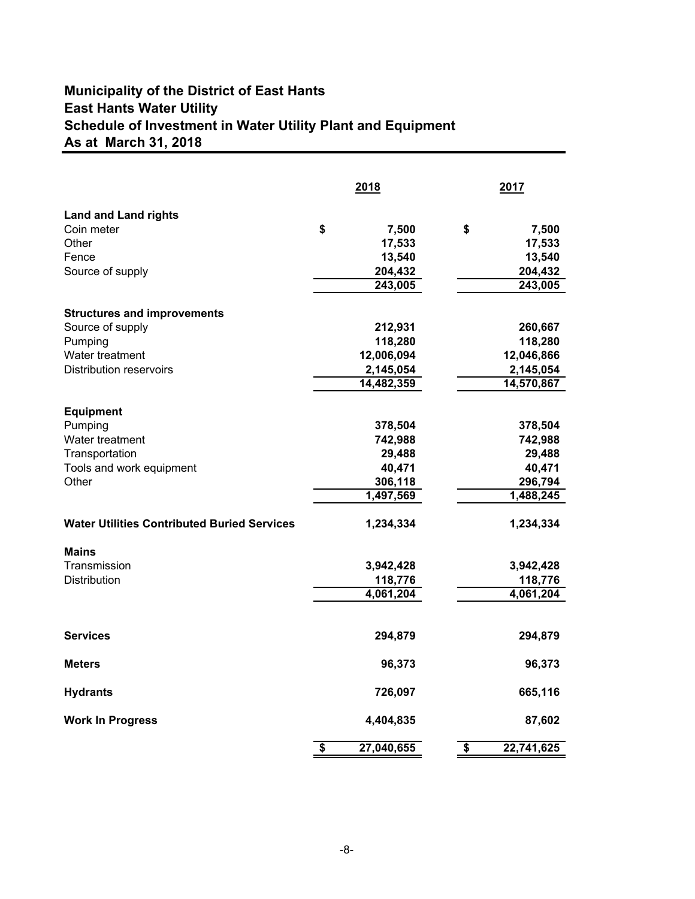# Municipality of the District of East Hants
## East Hants Water Utility
## Schedule of Investment in Water Utility Plant and Equipment
## As at March 31, 2018

| | 2018 | 2017 |
|---|---|---|
| **Land and Land rights** | | |
| Coin meter | $ 7,500 | $ 7,500 |
| Other | 17,533 | 17,533 |
| Fence | 13,540 | 13,540 |
| Source of supply | 204,432 | 204,432 |
| | 243,005 | 243,005 |
| **Structures and improvements** | | |
| Source of supply | 212,931 | 260,667 |
| Pumping | 118,280 | 118,280 |
| Water treatment | 12,006,094 | 12,046,866 |
| Distribution reservoirs | 2,145,054 | 2,145,054 |
| | 14,482,359 | 14,570,867 |
| **Equipment** | | |
| Pumping | 378,504 | 378,504 |
| Water treatment | 742,988 | 742,988 |
| Transportation | 29,488 | 29,488 |
| Tools and work equipment | 40,471 | 40,471 |
| Other | 306,118 | 296,794 |
| | 1,497,569 | 1,488,245 |
| **Water Utilities Contributed Buried Services** | 1,234,334 | 1,234,334 |
| **Mains** | | |
| Transmission | 3,942,428 | 3,942,428 |
| Distribution | 118,776 | 118,776 |
| | 4,061,204 | 4,061,204 |
| **Services** | 294,879 | 294,879 |
| **Meters** | 96,373 | 96,373 |
| **Hydrants** | 726,097 | 665,116 |
| **Work In Progress** | 4,404,835 | 87,602 |
| | $ 27,040,655 | $ 22,741,625 |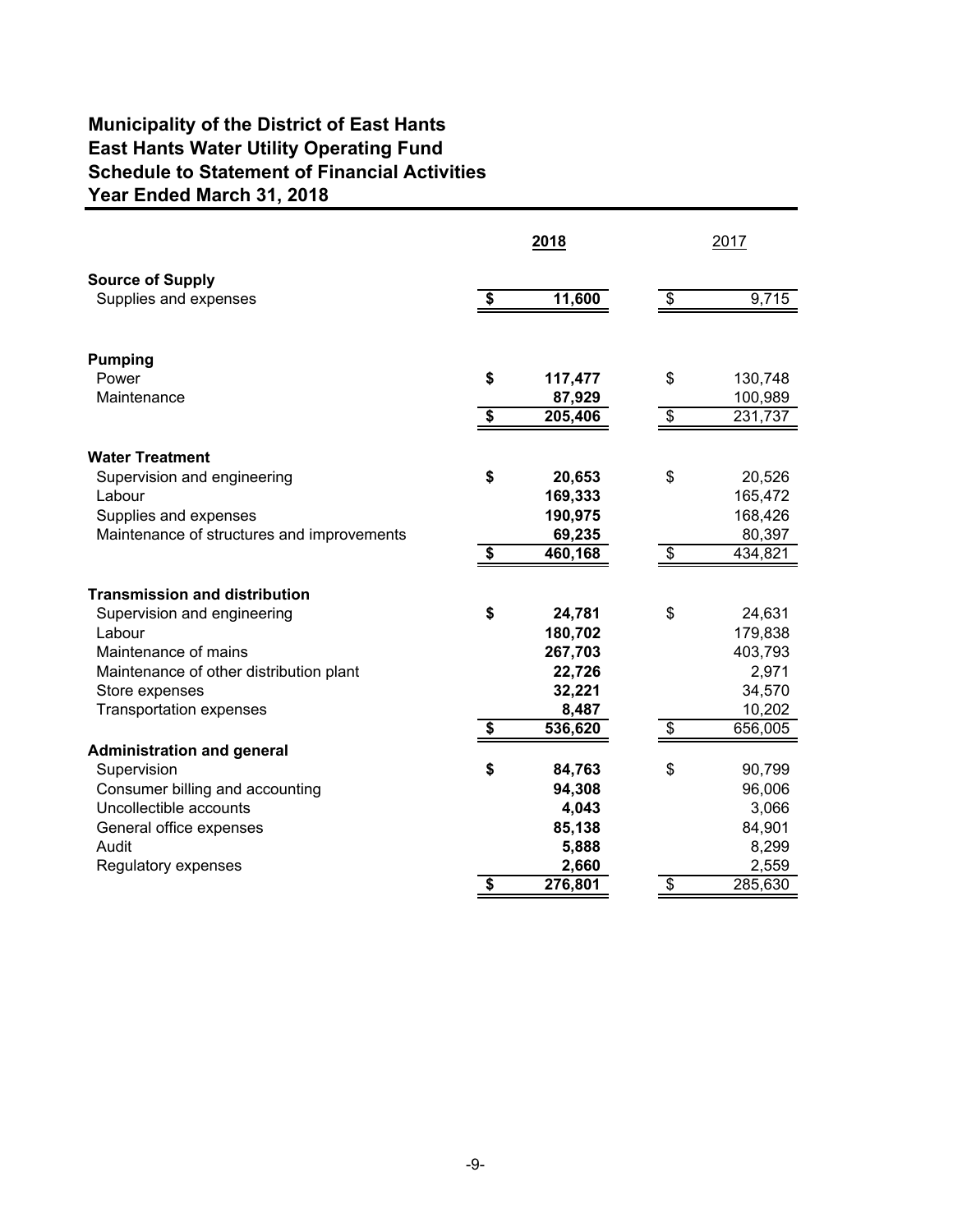# Municipality of the District of East Hants
# East Hants Water Utility Operating Fund
# Schedule to Statement of Financial Activities
# Year Ended March 31, 2018

| | **2018** | 2017 |
|---|---|---|
| **Source of Supply** | | |
| Supplies and expenses | **$ 11,600** | $ 9,715 |
| | | |
| **Pumping** | | |
| Power | **$ 117,477** | $ 130,748 |
| Maintenance | **87,929** | 100,989 |
| | **$ 205,406** | $ 231,737 |
| | | |
| **Water Treatment** | | |
| Supervision and engineering | **$ 20,653** | $ 20,526 |
| Labour | **169,333** | 165,472 |
| Supplies and expenses | **190,975** | 168,426 |
| Maintenance of structures and improvements | **69,235** | 80,397 |
| | **$ 460,168** | $ 434,821 |
| | | |
| **Transmission and distribution** | | |
| Supervision and engineering | **$ 24,781** | $ 24,631 |
| Labour | **180,702** | 179,838 |
| Maintenance of mains | **267,703** | 403,793 |
| Maintenance of other distribution plant | **22,726** | 2,971 |
| Store expenses | **32,221** | 34,570 |
| Transportation expenses | **8,487** | 10,202 |
| | **$ 536,620** | $ 656,005 |
| **Administration and general** | | |
| Supervision | **$ 84,763** | $ 90,799 |
| Consumer billing and accounting | **94,308** | 96,006 |
| Uncollectible accounts | **4,043** | 3,066 |
| General office expenses | **85,138** | 84,901 |
| Audit | **5,888** | 8,299 |
| Regulatory expenses | **2,660** | 2,559 |
| | **$ 276,801** | $ 285,630 |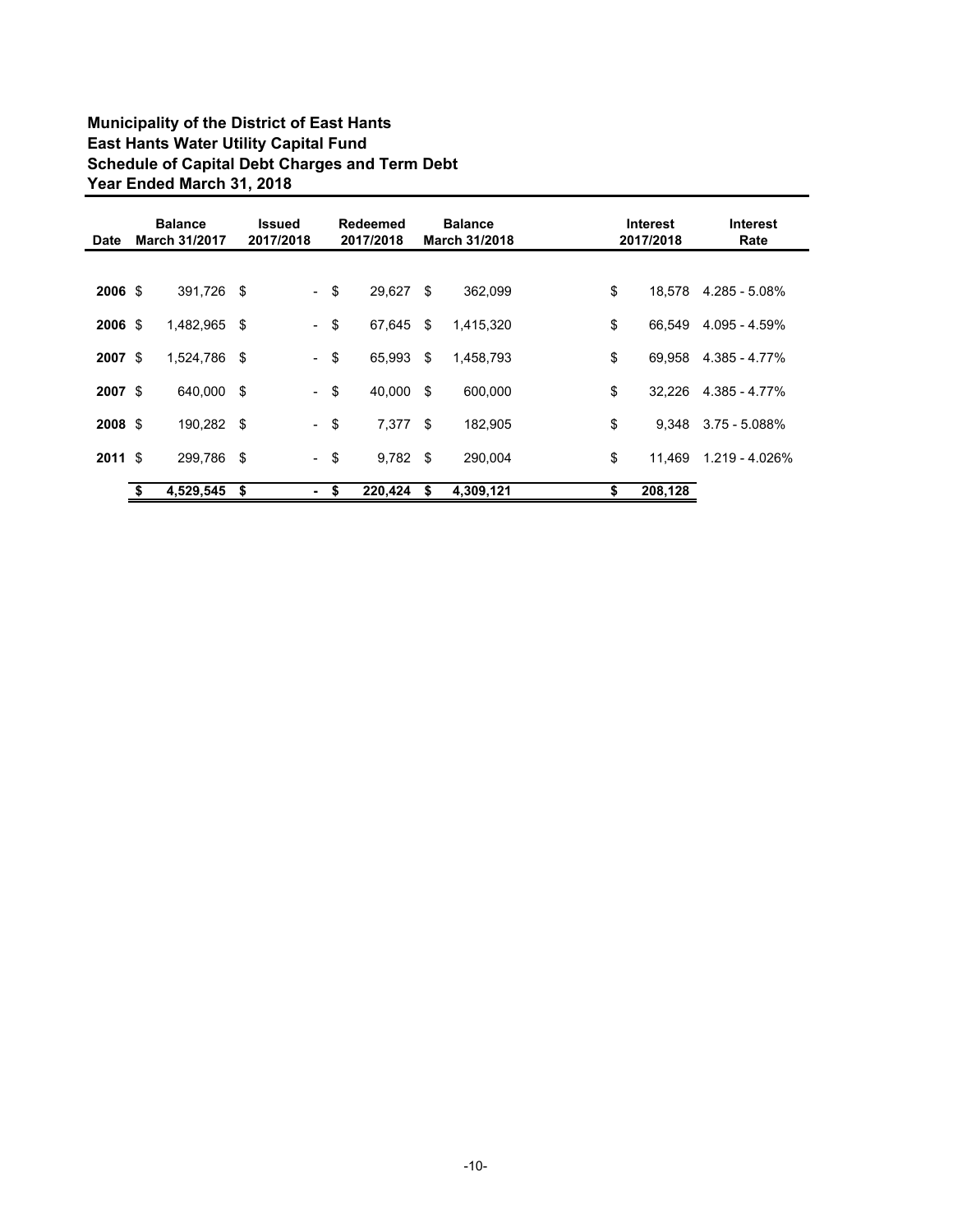**Municipality of the District of East Hants**
**East Hants Water Utility Capital Fund**
**Schedule of Capital Debt Charges and Term Debt**
**Year Ended March 31, 2018**

| Date | Balance March 31/2017 | Issued 2017/2018 | Redeemed 2017/2018 | Balance March 31/2018 | Interest 2017/2018 | Interest Rate |
|---|---|---|---|---|---|---|
| **2006** | $ 391,726 | $ - | $ 29,627 | $ 362,099 | $ 18,578 | 4.285 - 5.08% |
| **2006** | $ 1,482,965 | $ - | $ 67,645 | $ 1,415,320 | $ 66,549 | 4.095 - 4.59% |
| **2007** | $ 1,524,786 | $ - | $ 65,993 | $ 1,458,793 | $ 69,958 | 4.385 - 4.77% |
| **2007** | $ 640,000 | $ - | $ 40,000 | $ 600,000 | $ 32,226 | 4.385 - 4.77% |
| **2008** | $ 190,282 | $ - | $ 7,377 | $ 182,905 | $ 9,348 | 3.75 - 5.088% |
| **2011** | $ 299,786 | $ - | $ 9,782 | $ 290,004 | $ 11,469 | 1.219 - 4.026% |
| | **$ 4,529,545** | **$ -** | **$ 220,424** | **$ 4,309,121** | **$ 208,128** | |